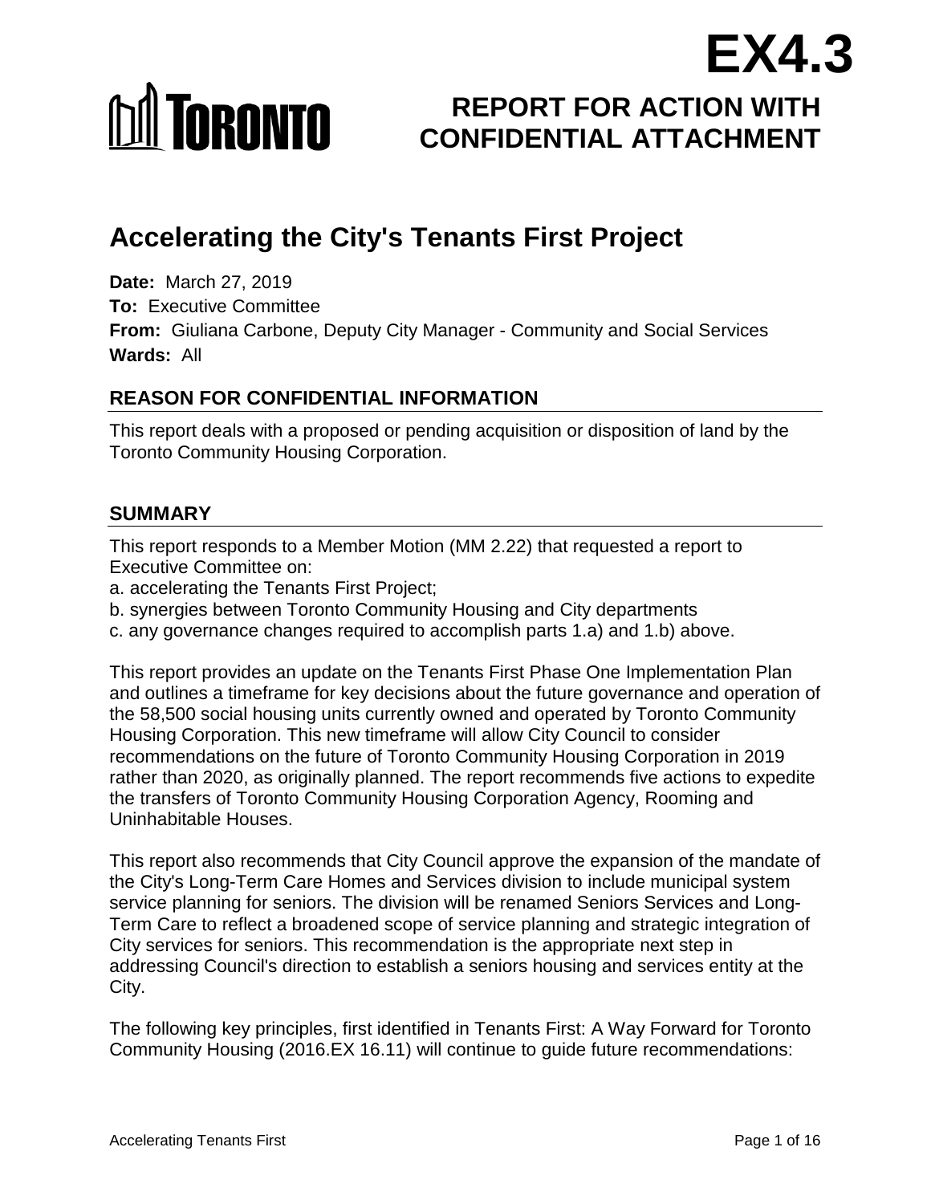# EX4.3

**TORONTO**

## REPORT FOR ACTION WITH CONFIDENTIAL ATTACHMENT

# Accelerating the City's Tenants First Project

**Date:** March 27, 2019
**To:** Executive Committee
**From:** Giuliana Carbone, Deputy City Manager - Community and Social Services
**Wards:** All

## REASON FOR CONFIDENTIAL INFORMATION

This report deals with a proposed or pending acquisition or disposition of land by the Toronto Community Housing Corporation.

## SUMMARY

This report responds to a Member Motion (MM 2.22) that requested a report to Executive Committee on:
a. accelerating the Tenants First Project;
b. synergies between Toronto Community Housing and City departments
c. any governance changes required to accomplish parts 1.a) and 1.b) above.

This report provides an update on the Tenants First Phase One Implementation Plan and outlines a timeframe for key decisions about the future governance and operation of the 58,500 social housing units currently owned and operated by Toronto Community Housing Corporation. This new timeframe will allow City Council to consider recommendations on the future of Toronto Community Housing Corporation in 2019 rather than 2020, as originally planned. The report recommends five actions to expedite the transfers of Toronto Community Housing Corporation Agency, Rooming and Uninhabitable Houses.

This report also recommends that City Council approve the expansion of the mandate of the City's Long-Term Care Homes and Services division to include municipal system service planning for seniors. The division will be renamed Seniors Services and Long-Term Care to reflect a broadened scope of service planning and strategic integration of City services for seniors. This recommendation is the appropriate next step in addressing Council's direction to establish a seniors housing and services entity at the City.

The following key principles, first identified in Tenants First: A Way Forward for Toronto Community Housing (2016.EX 16.11) will continue to guide future recommendations: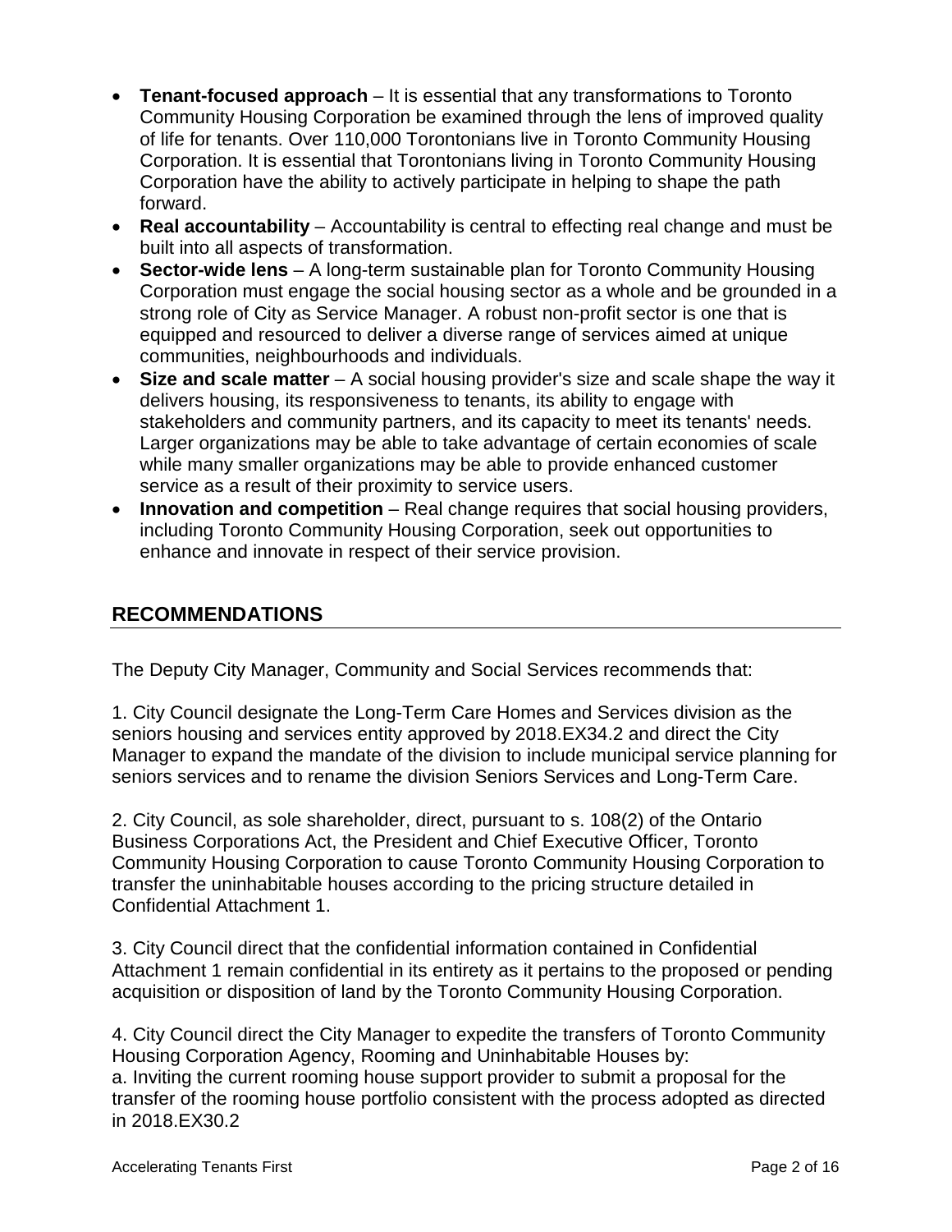- **Tenant-focused approach** – It is essential that any transformations to Toronto Community Housing Corporation be examined through the lens of improved quality of life for tenants. Over 110,000 Torontonians live in Toronto Community Housing Corporation. It is essential that Torontonians living in Toronto Community Housing Corporation have the ability to actively participate in helping to shape the path forward.
- **Real accountability** – Accountability is central to effecting real change and must be built into all aspects of transformation.
- **Sector-wide lens** – A long-term sustainable plan for Toronto Community Housing Corporation must engage the social housing sector as a whole and be grounded in a strong role of City as Service Manager. A robust non-profit sector is one that is equipped and resourced to deliver a diverse range of services aimed at unique communities, neighbourhoods and individuals.
- **Size and scale matter** – A social housing provider's size and scale shape the way it delivers housing, its responsiveness to tenants, its ability to engage with stakeholders and community partners, and its capacity to meet its tenants' needs. Larger organizations may be able to take advantage of certain economies of scale while many smaller organizations may be able to provide enhanced customer service as a result of their proximity to service users.
- **Innovation and competition** – Real change requires that social housing providers, including Toronto Community Housing Corporation, seek out opportunities to enhance and innovate in respect of their service provision.

## RECOMMENDATIONS

The Deputy City Manager, Community and Social Services recommends that:

1. City Council designate the Long-Term Care Homes and Services division as the seniors housing and services entity approved by 2018.EX34.2 and direct the City Manager to expand the mandate of the division to include municipal service planning for seniors services and to rename the division Seniors Services and Long-Term Care.

2. City Council, as sole shareholder, direct, pursuant to s. 108(2) of the Ontario Business Corporations Act, the President and Chief Executive Officer, Toronto Community Housing Corporation to cause Toronto Community Housing Corporation to transfer the uninhabitable houses according to the pricing structure detailed in Confidential Attachment 1.

3. City Council direct that the confidential information contained in Confidential Attachment 1 remain confidential in its entirety as it pertains to the proposed or pending acquisition or disposition of land by the Toronto Community Housing Corporation.

4. City Council direct the City Manager to expedite the transfers of Toronto Community Housing Corporation Agency, Rooming and Uninhabitable Houses by:
a. Inviting the current rooming house support provider to submit a proposal for the transfer of the rooming house portfolio consistent with the process adopted as directed in 2018.EX30.2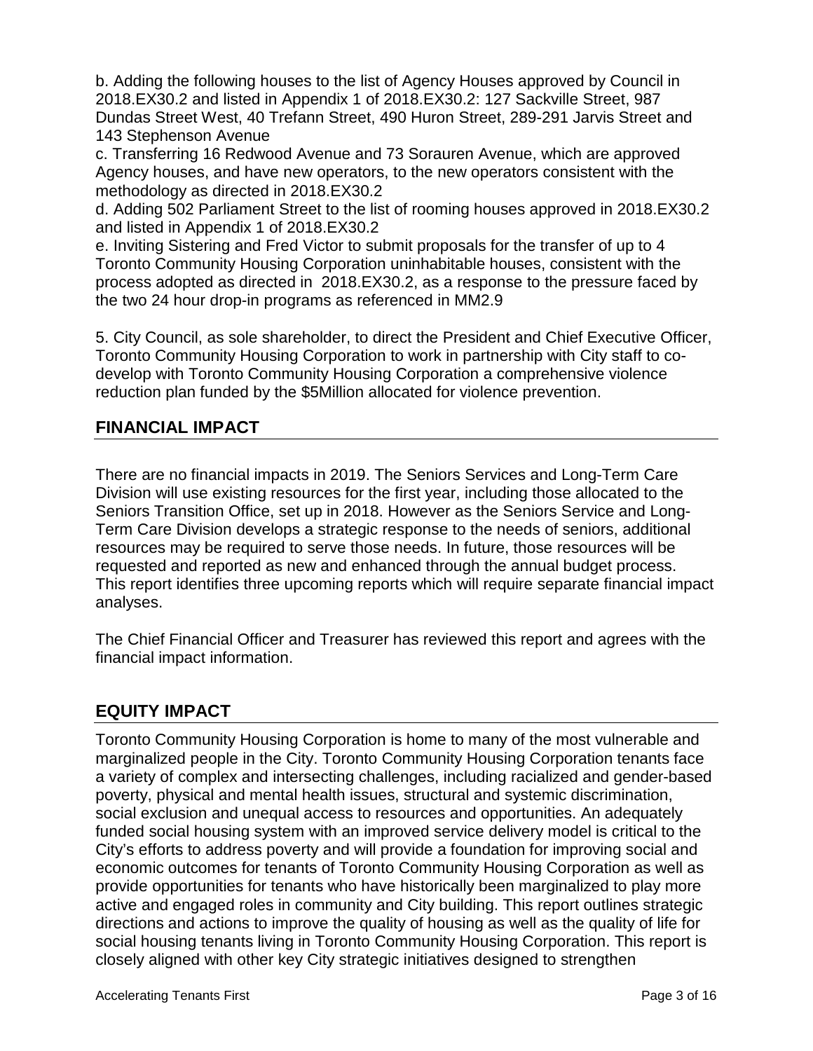b. Adding the following houses to the list of Agency Houses approved by Council in 2018.EX30.2 and listed in Appendix 1 of 2018.EX30.2: 127 Sackville Street, 987 Dundas Street West, 40 Trefann Street, 490 Huron Street, 289-291 Jarvis Street and 143 Stephenson Avenue

c. Transferring 16 Redwood Avenue and 73 Sorauren Avenue, which are approved Agency houses, and have new operators, to the new operators consistent with the methodology as directed in 2018.EX30.2

d. Adding 502 Parliament Street to the list of rooming houses approved in 2018.EX30.2 and listed in Appendix 1 of 2018.EX30.2

e. Inviting Sistering and Fred Victor to submit proposals for the transfer of up to 4 Toronto Community Housing Corporation uninhabitable houses, consistent with the process adopted as directed in 2018.EX30.2, as a response to the pressure faced by the two 24 hour drop-in programs as referenced in MM2.9

5. City Council, as sole shareholder, to direct the President and Chief Executive Officer, Toronto Community Housing Corporation to work in partnership with City staff to co-develop with Toronto Community Housing Corporation a comprehensive violence reduction plan funded by the $5Million allocated for violence prevention.

## FINANCIAL IMPACT

There are no financial impacts in 2019. The Seniors Services and Long-Term Care Division will use existing resources for the first year, including those allocated to the Seniors Transition Office, set up in 2018. However as the Seniors Service and Long-Term Care Division develops a strategic response to the needs of seniors, additional resources may be required to serve those needs. In future, those resources will be requested and reported as new and enhanced through the annual budget process. This report identifies three upcoming reports which will require separate financial impact analyses.

The Chief Financial Officer and Treasurer has reviewed this report and agrees with the financial impact information.

## EQUITY IMPACT

Toronto Community Housing Corporation is home to many of the most vulnerable and marginalized people in the City. Toronto Community Housing Corporation tenants face a variety of complex and intersecting challenges, including racialized and gender-based poverty, physical and mental health issues, structural and systemic discrimination, social exclusion and unequal access to resources and opportunities. An adequately funded social housing system with an improved service delivery model is critical to the City's efforts to address poverty and will provide a foundation for improving social and economic outcomes for tenants of Toronto Community Housing Corporation as well as provide opportunities for tenants who have historically been marginalized to play more active and engaged roles in community and City building. This report outlines strategic directions and actions to improve the quality of housing as well as the quality of life for social housing tenants living in Toronto Community Housing Corporation. This report is closely aligned with other key City strategic initiatives designed to strengthen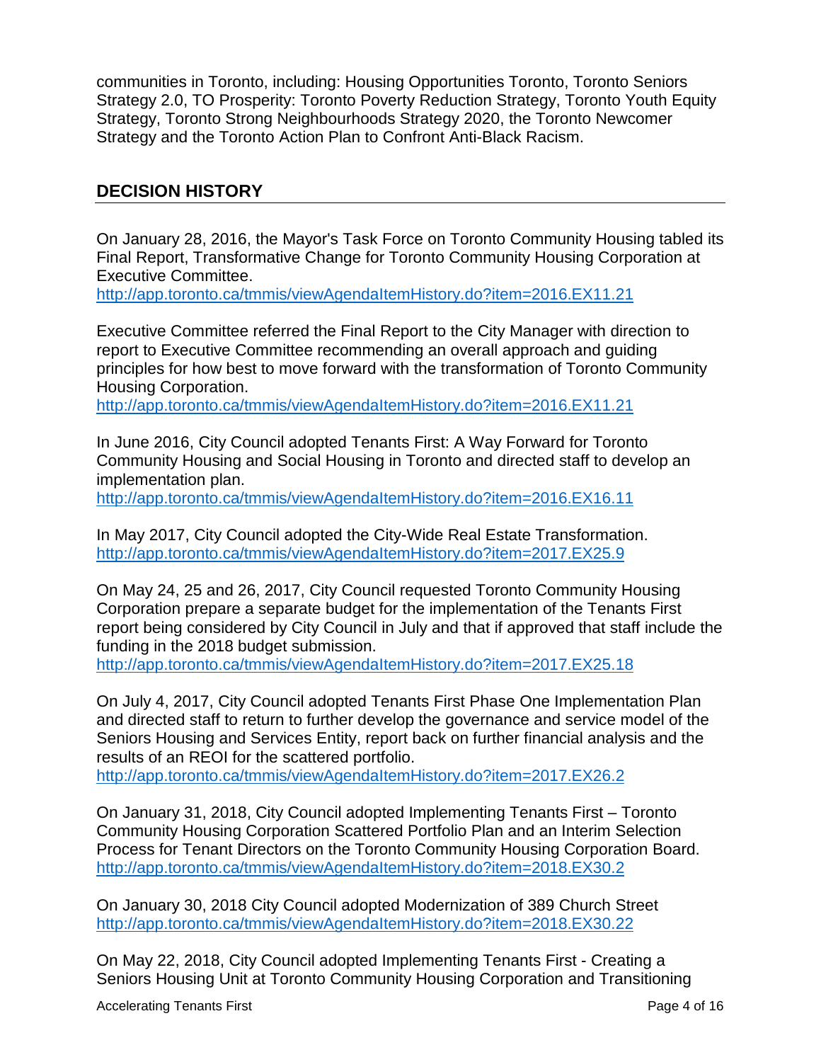communities in Toronto, including: Housing Opportunities Toronto, Toronto Seniors Strategy 2.0, TO Prosperity: Toronto Poverty Reduction Strategy, Toronto Youth Equity Strategy, Toronto Strong Neighbourhoods Strategy 2020, the Toronto Newcomer Strategy and the Toronto Action Plan to Confront Anti-Black Racism.

## DECISION HISTORY

On January 28, 2016, the Mayor's Task Force on Toronto Community Housing tabled its Final Report, Transformative Change for Toronto Community Housing Corporation at Executive Committee.
http://app.toronto.ca/tmmis/viewAgendaItemHistory.do?item=2016.EX11.21

Executive Committee referred the Final Report to the City Manager with direction to report to Executive Committee recommending an overall approach and guiding principles for how best to move forward with the transformation of Toronto Community Housing Corporation.
http://app.toronto.ca/tmmis/viewAgendaItemHistory.do?item=2016.EX11.21

In June 2016, City Council adopted Tenants First: A Way Forward for Toronto Community Housing and Social Housing in Toronto and directed staff to develop an implementation plan.
http://app.toronto.ca/tmmis/viewAgendaItemHistory.do?item=2016.EX16.11

In May 2017, City Council adopted the City-Wide Real Estate Transformation.
http://app.toronto.ca/tmmis/viewAgendaItemHistory.do?item=2017.EX25.9

On May 24, 25 and 26, 2017, City Council requested Toronto Community Housing Corporation prepare a separate budget for the implementation of the Tenants First report being considered by City Council in July and that if approved that staff include the funding in the 2018 budget submission.
http://app.toronto.ca/tmmis/viewAgendaItemHistory.do?item=2017.EX25.18

On July 4, 2017, City Council adopted Tenants First Phase One Implementation Plan and directed staff to return to further develop the governance and service model of the Seniors Housing and Services Entity, report back on further financial analysis and the results of an REOI for the scattered portfolio.
http://app.toronto.ca/tmmis/viewAgendaItemHistory.do?item=2017.EX26.2

On January 31, 2018, City Council adopted Implementing Tenants First – Toronto Community Housing Corporation Scattered Portfolio Plan and an Interim Selection Process for Tenant Directors on the Toronto Community Housing Corporation Board.
http://app.toronto.ca/tmmis/viewAgendaItemHistory.do?item=2018.EX30.2

On January 30, 2018 City Council adopted Modernization of 389 Church Street
http://app.toronto.ca/tmmis/viewAgendaItemHistory.do?item=2018.EX30.22

On May 22, 2018, City Council adopted Implementing Tenants First - Creating a Seniors Housing Unit at Toronto Community Housing Corporation and Transitioning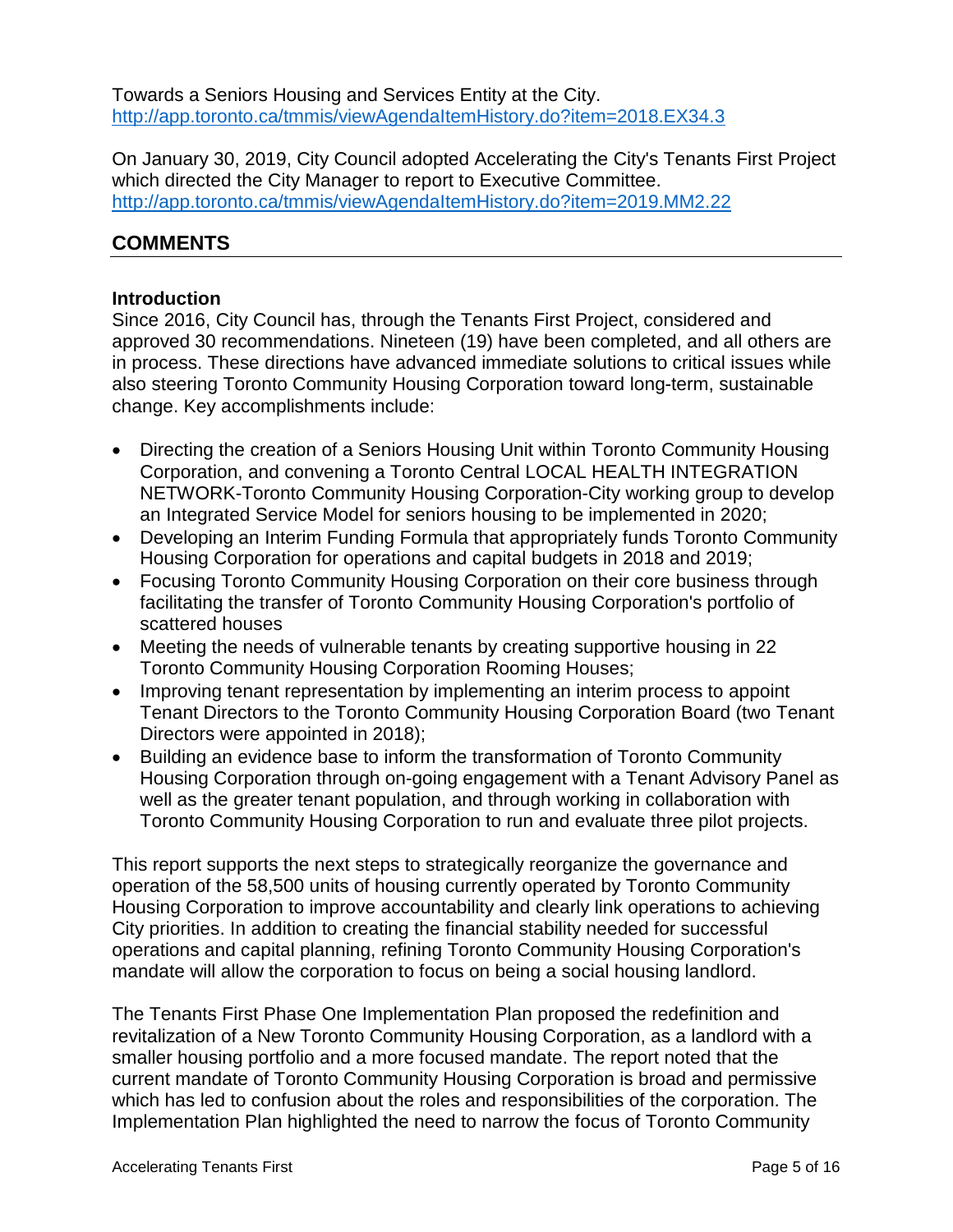Towards a Seniors Housing and Services Entity at the City.
http://app.toronto.ca/tmmis/viewAgendaItemHistory.do?item=2018.EX34.3

On January 30, 2019, City Council adopted Accelerating the City's Tenants First Project which directed the City Manager to report to Executive Committee.
http://app.toronto.ca/tmmis/viewAgendaItemHistory.do?item=2019.MM2.22

## COMMENTS

**Introduction**
Since 2016, City Council has, through the Tenants First Project, considered and approved 30 recommendations. Nineteen (19) have been completed, and all others are in process. These directions have advanced immediate solutions to critical issues while also steering Toronto Community Housing Corporation toward long-term, sustainable change. Key accomplishments include:

- Directing the creation of a Seniors Housing Unit within Toronto Community Housing Corporation, and convening a Toronto Central LOCAL HEALTH INTEGRATION NETWORK-Toronto Community Housing Corporation-City working group to develop an Integrated Service Model for seniors housing to be implemented in 2020;
- Developing an Interim Funding Formula that appropriately funds Toronto Community Housing Corporation for operations and capital budgets in 2018 and 2019;
- Focusing Toronto Community Housing Corporation on their core business through facilitating the transfer of Toronto Community Housing Corporation's portfolio of scattered houses
- Meeting the needs of vulnerable tenants by creating supportive housing in 22 Toronto Community Housing Corporation Rooming Houses;
- Improving tenant representation by implementing an interim process to appoint Tenant Directors to the Toronto Community Housing Corporation Board (two Tenant Directors were appointed in 2018);
- Building an evidence base to inform the transformation of Toronto Community Housing Corporation through on-going engagement with a Tenant Advisory Panel as well as the greater tenant population, and through working in collaboration with Toronto Community Housing Corporation to run and evaluate three pilot projects.

This report supports the next steps to strategically reorganize the governance and operation of the 58,500 units of housing currently operated by Toronto Community Housing Corporation to improve accountability and clearly link operations to achieving City priorities. In addition to creating the financial stability needed for successful operations and capital planning, refining Toronto Community Housing Corporation's mandate will allow the corporation to focus on being a social housing landlord.

The Tenants First Phase One Implementation Plan proposed the redefinition and revitalization of a New Toronto Community Housing Corporation, as a landlord with a smaller housing portfolio and a more focused mandate. The report noted that the current mandate of Toronto Community Housing Corporation is broad and permissive which has led to confusion about the roles and responsibilities of the corporation. The Implementation Plan highlighted the need to narrow the focus of Toronto Community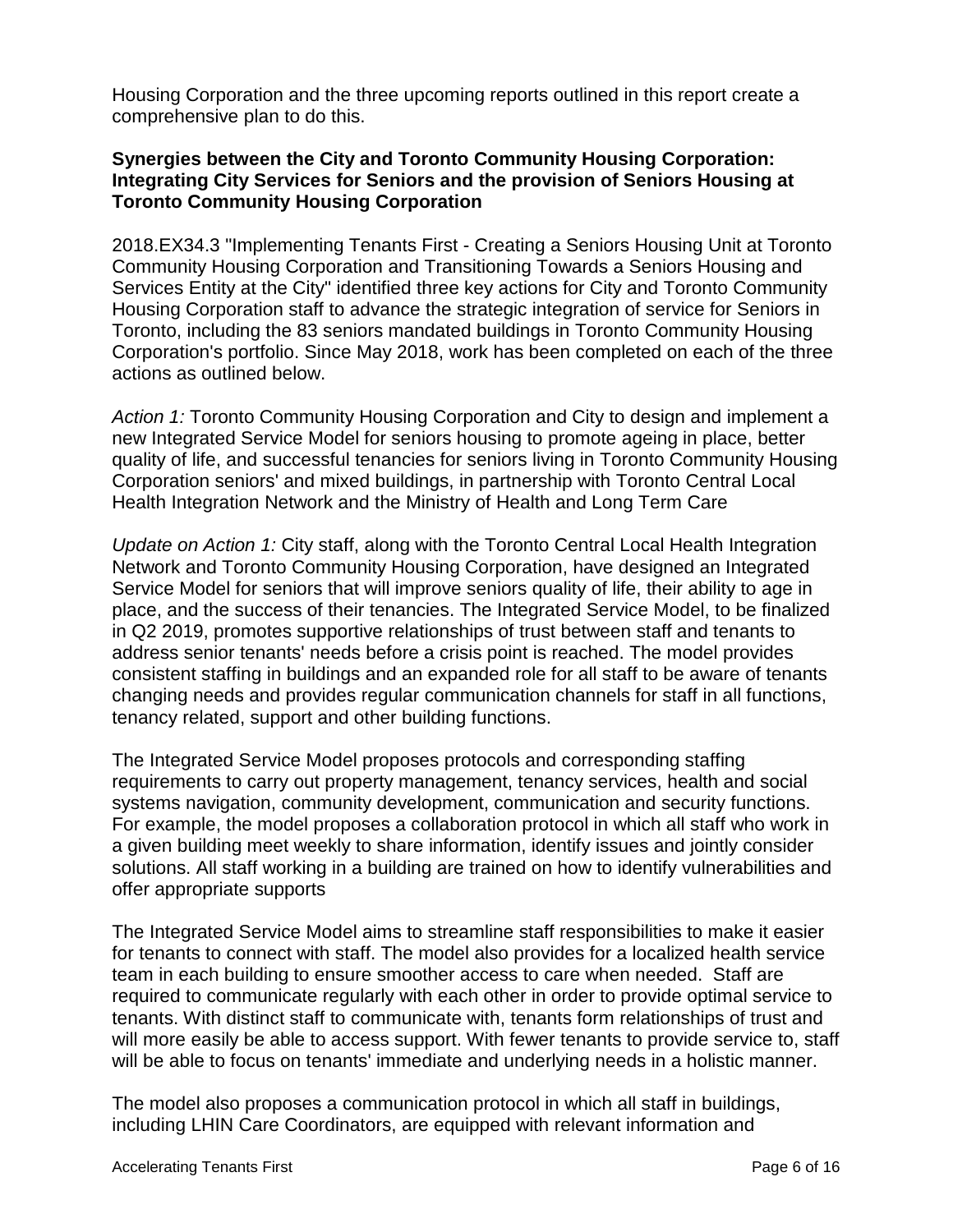Housing Corporation and the three upcoming reports outlined in this report create a comprehensive plan to do this.

**Synergies between the City and Toronto Community Housing Corporation: Integrating City Services for Seniors and the provision of Seniors Housing at Toronto Community Housing Corporation**

2018.EX34.3 "Implementing Tenants First - Creating a Seniors Housing Unit at Toronto Community Housing Corporation and Transitioning Towards a Seniors Housing and Services Entity at the City" identified three key actions for City and Toronto Community Housing Corporation staff to advance the strategic integration of service for Seniors in Toronto, including the 83 seniors mandated buildings in Toronto Community Housing Corporation's portfolio. Since May 2018, work has been completed on each of the three actions as outlined below.

*Action 1:* Toronto Community Housing Corporation and City to design and implement a new Integrated Service Model for seniors housing to promote ageing in place, better quality of life, and successful tenancies for seniors living in Toronto Community Housing Corporation seniors' and mixed buildings, in partnership with Toronto Central Local Health Integration Network and the Ministry of Health and Long Term Care

*Update on Action 1:* City staff, along with the Toronto Central Local Health Integration Network and Toronto Community Housing Corporation, have designed an Integrated Service Model for seniors that will improve seniors quality of life, their ability to age in place, and the success of their tenancies. The Integrated Service Model, to be finalized in Q2 2019, promotes supportive relationships of trust between staff and tenants to address senior tenants' needs before a crisis point is reached. The model provides consistent staffing in buildings and an expanded role for all staff to be aware of tenants changing needs and provides regular communication channels for staff in all functions, tenancy related, support and other building functions.

The Integrated Service Model proposes protocols and corresponding staffing requirements to carry out property management, tenancy services, health and social systems navigation, community development, communication and security functions. For example, the model proposes a collaboration protocol in which all staff who work in a given building meet weekly to share information, identify issues and jointly consider solutions. All staff working in a building are trained on how to identify vulnerabilities and offer appropriate supports

The Integrated Service Model aims to streamline staff responsibilities to make it easier for tenants to connect with staff. The model also provides for a localized health service team in each building to ensure smoother access to care when needed. Staff are required to communicate regularly with each other in order to provide optimal service to tenants. With distinct staff to communicate with, tenants form relationships of trust and will more easily be able to access support. With fewer tenants to provide service to, staff will be able to focus on tenants' immediate and underlying needs in a holistic manner.

The model also proposes a communication protocol in which all staff in buildings, including LHIN Care Coordinators, are equipped with relevant information and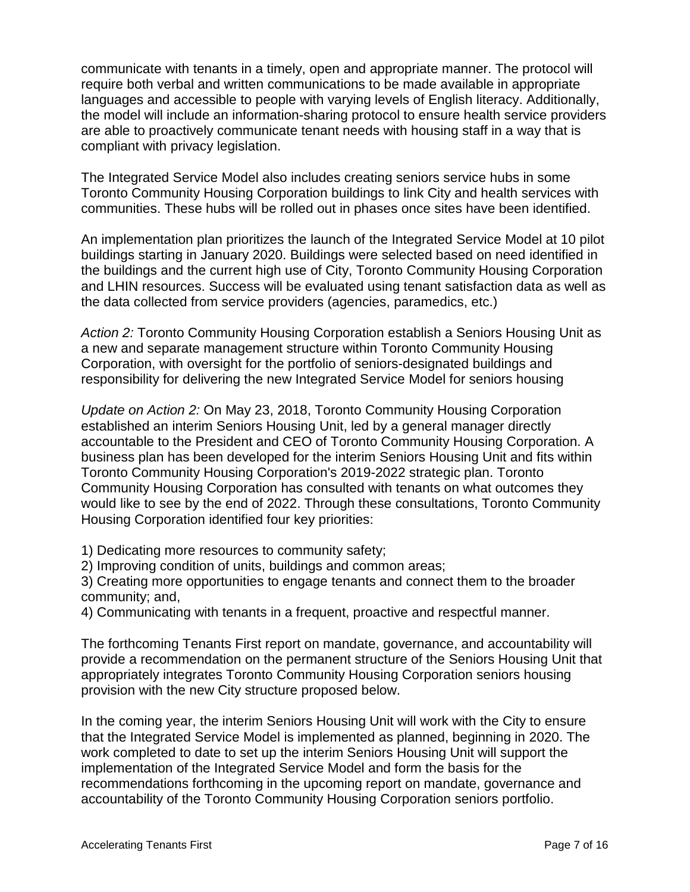communicate with tenants in a timely, open and appropriate manner. The protocol will require both verbal and written communications to be made available in appropriate languages and accessible to people with varying levels of English literacy. Additionally, the model will include an information-sharing protocol to ensure health service providers are able to proactively communicate tenant needs with housing staff in a way that is compliant with privacy legislation.

The Integrated Service Model also includes creating seniors service hubs in some Toronto Community Housing Corporation buildings to link City and health services with communities. These hubs will be rolled out in phases once sites have been identified.

An implementation plan prioritizes the launch of the Integrated Service Model at 10 pilot buildings starting in January 2020. Buildings were selected based on need identified in the buildings and the current high use of City, Toronto Community Housing Corporation and LHIN resources. Success will be evaluated using tenant satisfaction data as well as the data collected from service providers (agencies, paramedics, etc.)

*Action 2:* Toronto Community Housing Corporation establish a Seniors Housing Unit as a new and separate management structure within Toronto Community Housing Corporation, with oversight for the portfolio of seniors-designated buildings and responsibility for delivering the new Integrated Service Model for seniors housing

*Update on Action 2:* On May 23, 2018, Toronto Community Housing Corporation established an interim Seniors Housing Unit, led by a general manager directly accountable to the President and CEO of Toronto Community Housing Corporation. A business plan has been developed for the interim Seniors Housing Unit and fits within Toronto Community Housing Corporation's 2019-2022 strategic plan. Toronto Community Housing Corporation has consulted with tenants on what outcomes they would like to see by the end of 2022. Through these consultations, Toronto Community Housing Corporation identified four key priorities:

1) Dedicating more resources to community safety;
2) Improving condition of units, buildings and common areas;
3) Creating more opportunities to engage tenants and connect them to the broader community; and,
4) Communicating with tenants in a frequent, proactive and respectful manner.

The forthcoming Tenants First report on mandate, governance, and accountability will provide a recommendation on the permanent structure of the Seniors Housing Unit that appropriately integrates Toronto Community Housing Corporation seniors housing provision with the new City structure proposed below.

In the coming year, the interim Seniors Housing Unit will work with the City to ensure that the Integrated Service Model is implemented as planned, beginning in 2020. The work completed to date to set up the interim Seniors Housing Unit will support the implementation of the Integrated Service Model and form the basis for the recommendations forthcoming in the upcoming report on mandate, governance and accountability of the Toronto Community Housing Corporation seniors portfolio.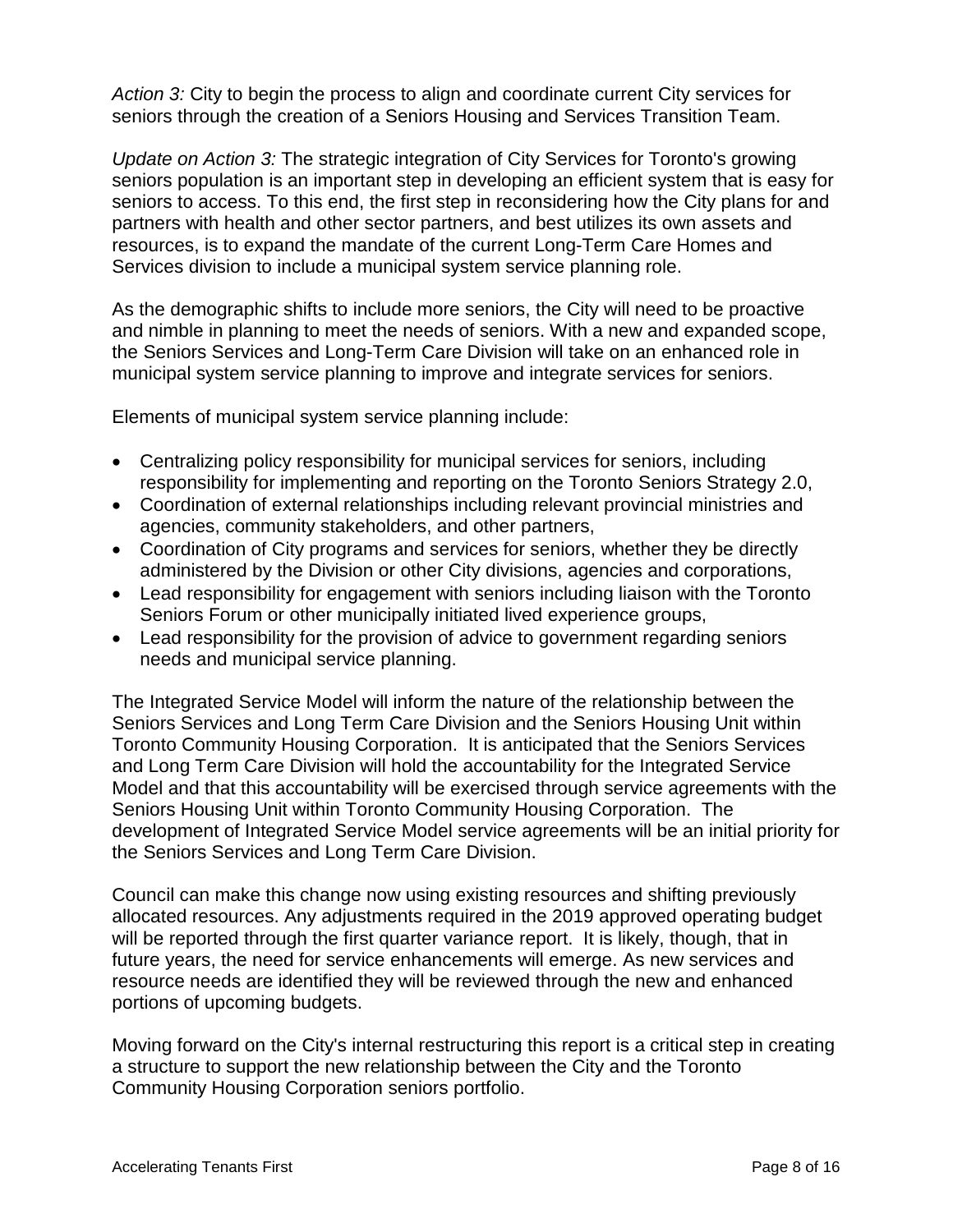*Action 3:* City to begin the process to align and coordinate current City services for seniors through the creation of a Seniors Housing and Services Transition Team.

*Update on Action 3:* The strategic integration of City Services for Toronto's growing seniors population is an important step in developing an efficient system that is easy for seniors to access. To this end, the first step in reconsidering how the City plans for and partners with health and other sector partners, and best utilizes its own assets and resources, is to expand the mandate of the current Long-Term Care Homes and Services division to include a municipal system service planning role.

As the demographic shifts to include more seniors, the City will need to be proactive and nimble in planning to meet the needs of seniors. With a new and expanded scope, the Seniors Services and Long-Term Care Division will take on an enhanced role in municipal system service planning to improve and integrate services for seniors.

Elements of municipal system service planning include:

- Centralizing policy responsibility for municipal services for seniors, including responsibility for implementing and reporting on the Toronto Seniors Strategy 2.0,
- Coordination of external relationships including relevant provincial ministries and agencies, community stakeholders, and other partners,
- Coordination of City programs and services for seniors, whether they be directly administered by the Division or other City divisions, agencies and corporations,
- Lead responsibility for engagement with seniors including liaison with the Toronto Seniors Forum or other municipally initiated lived experience groups,
- Lead responsibility for the provision of advice to government regarding seniors needs and municipal service planning.

The Integrated Service Model will inform the nature of the relationship between the Seniors Services and Long Term Care Division and the Seniors Housing Unit within Toronto Community Housing Corporation. It is anticipated that the Seniors Services and Long Term Care Division will hold the accountability for the Integrated Service Model and that this accountability will be exercised through service agreements with the Seniors Housing Unit within Toronto Community Housing Corporation. The development of Integrated Service Model service agreements will be an initial priority for the Seniors Services and Long Term Care Division.

Council can make this change now using existing resources and shifting previously allocated resources. Any adjustments required in the 2019 approved operating budget will be reported through the first quarter variance report. It is likely, though, that in future years, the need for service enhancements will emerge. As new services and resource needs are identified they will be reviewed through the new and enhanced portions of upcoming budgets.

Moving forward on the City's internal restructuring this report is a critical step in creating a structure to support the new relationship between the City and the Toronto Community Housing Corporation seniors portfolio.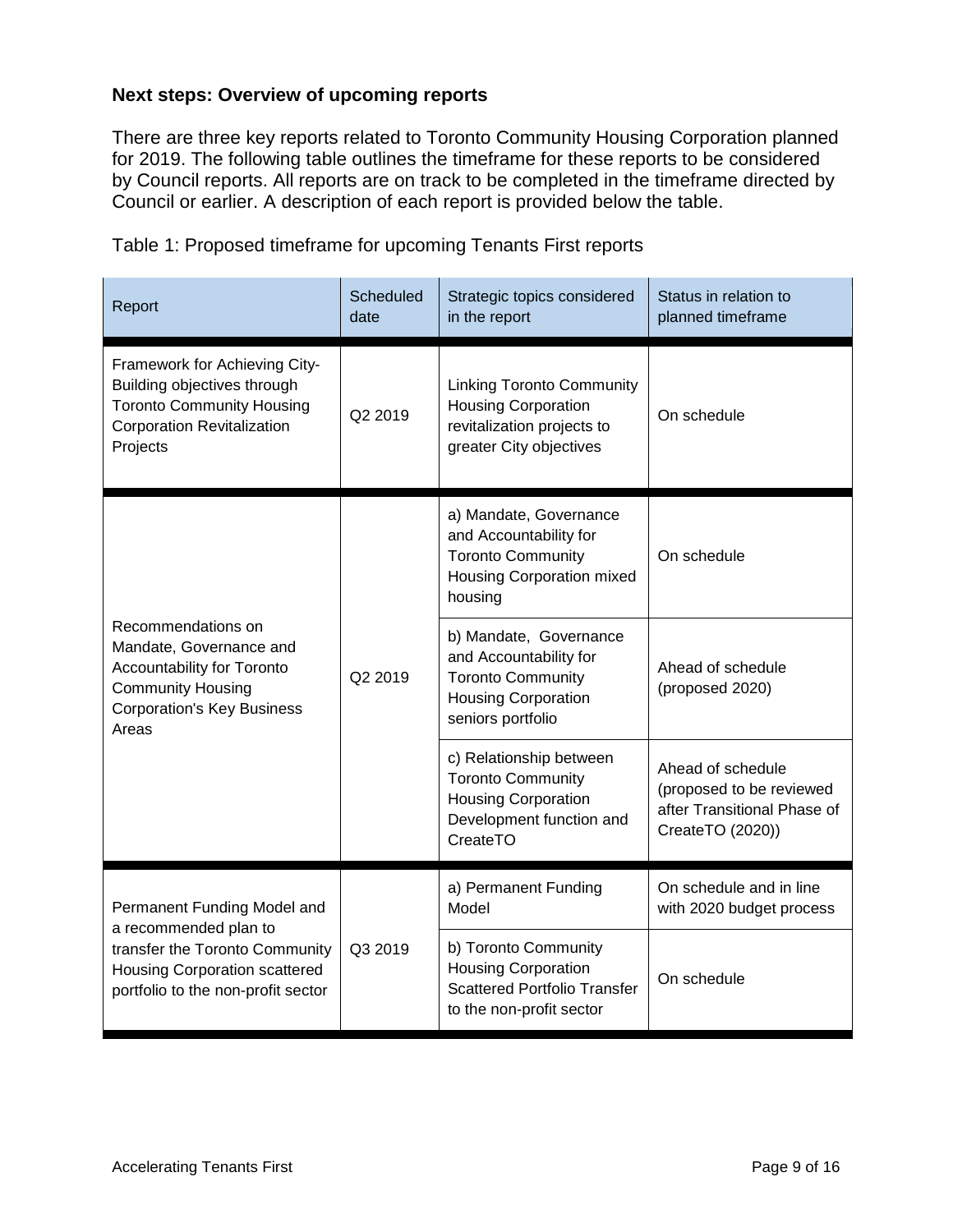**Next steps: Overview of upcoming reports**

There are three key reports related to Toronto Community Housing Corporation planned for 2019. The following table outlines the timeframe for these reports to be considered by Council reports. All reports are on track to be completed in the timeframe directed by Council or earlier. A description of each report is provided below the table.

Table 1: Proposed timeframe for upcoming Tenants First reports

| Report | Scheduled date | Strategic topics considered in the report | Status in relation to planned timeframe |
|---|---|---|---|
| Framework for Achieving City-Building objectives through Toronto Community Housing Corporation Revitalization Projects | Q2 2019 | Linking Toronto Community Housing Corporation revitalization projects to greater City objectives | On schedule |
| Recommendations on Mandate, Governance and Accountability for Toronto Community Housing Corporation's Key Business Areas | Q2 2019 | a) Mandate, Governance and Accountability for Toronto Community Housing Corporation mixed housing | On schedule |
| | | b) Mandate, Governance and Accountability for Toronto Community Housing Corporation seniors portfolio | Ahead of schedule (proposed 2020) |
| | | c) Relationship between Toronto Community Housing Corporation Development function and CreateTO | Ahead of schedule (proposed to be reviewed after Transitional Phase of CreateTO (2020)) |
| Permanent Funding Model and a recommended plan to transfer the Toronto Community Housing Corporation scattered portfolio to the non-profit sector | Q3 2019 | a) Permanent Funding Model | On schedule and in line with 2020 budget process |
| | | b) Toronto Community Housing Corporation Scattered Portfolio Transfer to the non-profit sector | On schedule |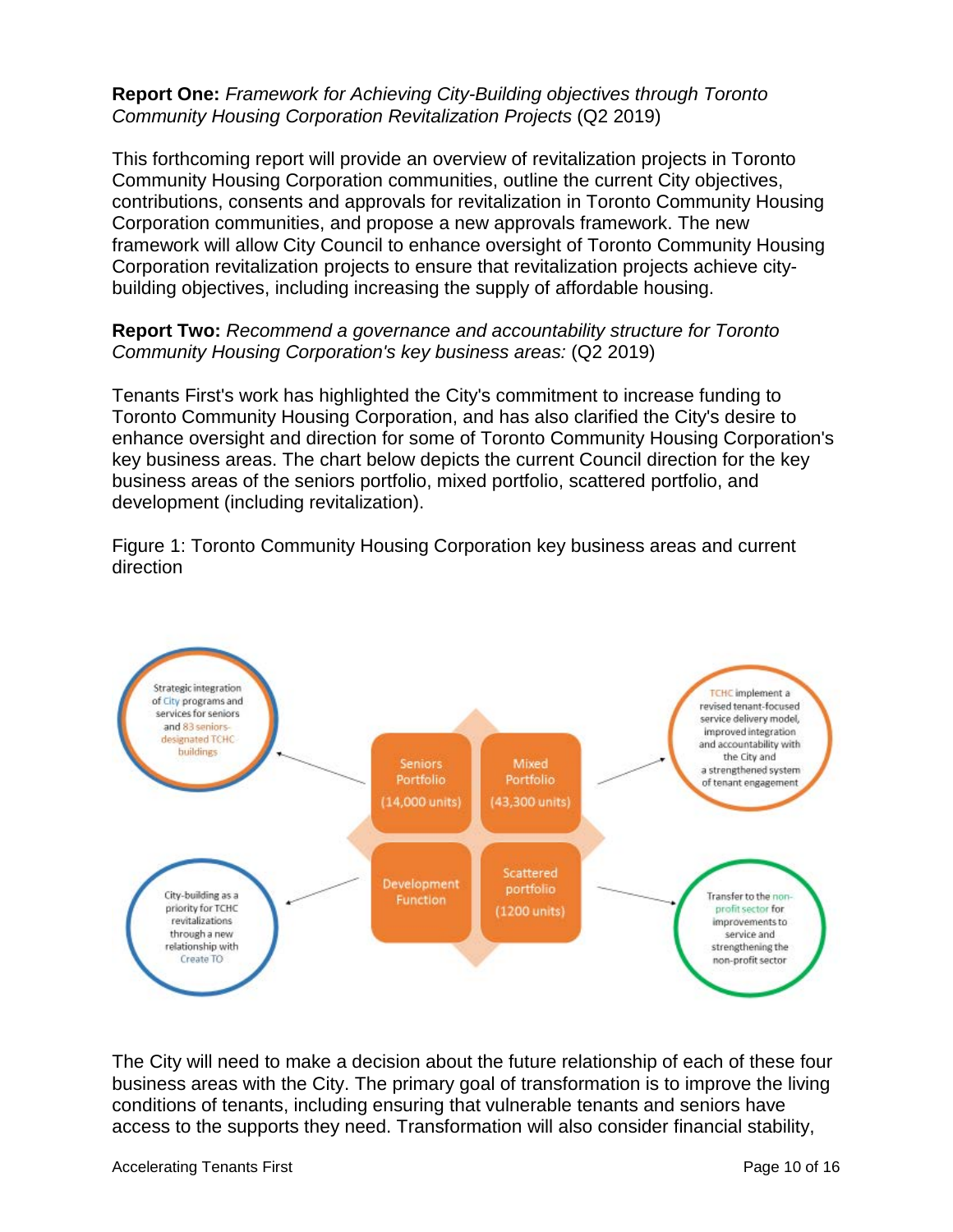**Report One:** *Framework for Achieving City-Building objectives through Toronto Community Housing Corporation Revitalization Projects* (Q2 2019)

This forthcoming report will provide an overview of revitalization projects in Toronto Community Housing Corporation communities, outline the current City objectives, contributions, consents and approvals for revitalization in Toronto Community Housing Corporation communities, and propose a new approvals framework. The new framework will allow City Council to enhance oversight of Toronto Community Housing Corporation revitalization projects to ensure that revitalization projects achieve city-building objectives, including increasing the supply of affordable housing.

**Report Two:** *Recommend a governance and accountability structure for Toronto Community Housing Corporation's key business areas:* (Q2 2019)

Tenants First's work has highlighted the City's commitment to increase funding to Toronto Community Housing Corporation, and has also clarified the City's desire to enhance oversight and direction for some of Toronto Community Housing Corporation's key business areas. The chart below depicts the current Council direction for the key business areas of the seniors portfolio, mixed portfolio, scattered portfolio, and development (including revitalization).

Figure 1: Toronto Community Housing Corporation key business areas and current direction

- Seniors Portfolio (14,000 units) → Strategic integration of City programs and services for seniors and 83 seniors-designated TCHC buildings
- Mixed Portfolio (43,300 units) → TCHC implement a revised tenant-focused service delivery model, improved integration and accountability with the City and a strengthened system of tenant engagement
- Development Function → City-building as a priority for TCHC revitalizations through a new relationship with Create TO
- Scattered portfolio (1200 units) → Transfer to the non-profit sector for improvements to service and strengthening the non-profit sector

The City will need to make a decision about the future relationship of each of these four business areas with the City. The primary goal of transformation is to improve the living conditions of tenants, including ensuring that vulnerable tenants and seniors have access to the supports they need. Transformation will also consider financial stability,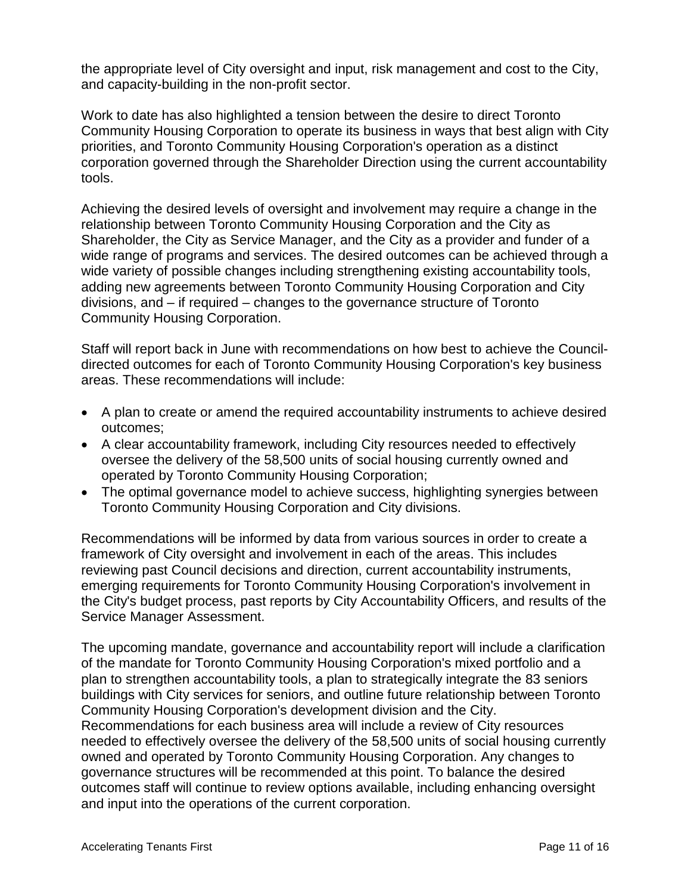the appropriate level of City oversight and input, risk management and cost to the City, and capacity-building in the non-profit sector.

Work to date has also highlighted a tension between the desire to direct Toronto Community Housing Corporation to operate its business in ways that best align with City priorities, and Toronto Community Housing Corporation's operation as a distinct corporation governed through the Shareholder Direction using the current accountability tools.

Achieving the desired levels of oversight and involvement may require a change in the relationship between Toronto Community Housing Corporation and the City as Shareholder, the City as Service Manager, and the City as a provider and funder of a wide range of programs and services. The desired outcomes can be achieved through a wide variety of possible changes including strengthening existing accountability tools, adding new agreements between Toronto Community Housing Corporation and City divisions, and – if required – changes to the governance structure of Toronto Community Housing Corporation.

Staff will report back in June with recommendations on how best to achieve the Council-directed outcomes for each of Toronto Community Housing Corporation's key business areas. These recommendations will include:

- A plan to create or amend the required accountability instruments to achieve desired outcomes;
- A clear accountability framework, including City resources needed to effectively oversee the delivery of the 58,500 units of social housing currently owned and operated by Toronto Community Housing Corporation;
- The optimal governance model to achieve success, highlighting synergies between Toronto Community Housing Corporation and City divisions.

Recommendations will be informed by data from various sources in order to create a framework of City oversight and involvement in each of the areas. This includes reviewing past Council decisions and direction, current accountability instruments, emerging requirements for Toronto Community Housing Corporation's involvement in the City's budget process, past reports by City Accountability Officers, and results of the Service Manager Assessment.

The upcoming mandate, governance and accountability report will include a clarification of the mandate for Toronto Community Housing Corporation's mixed portfolio and a plan to strengthen accountability tools, a plan to strategically integrate the 83 seniors buildings with City services for seniors, and outline future relationship between Toronto Community Housing Corporation's development division and the City. Recommendations for each business area will include a review of City resources needed to effectively oversee the delivery of the 58,500 units of social housing currently owned and operated by Toronto Community Housing Corporation. Any changes to governance structures will be recommended at this point. To balance the desired outcomes staff will continue to review options available, including enhancing oversight and input into the operations of the current corporation.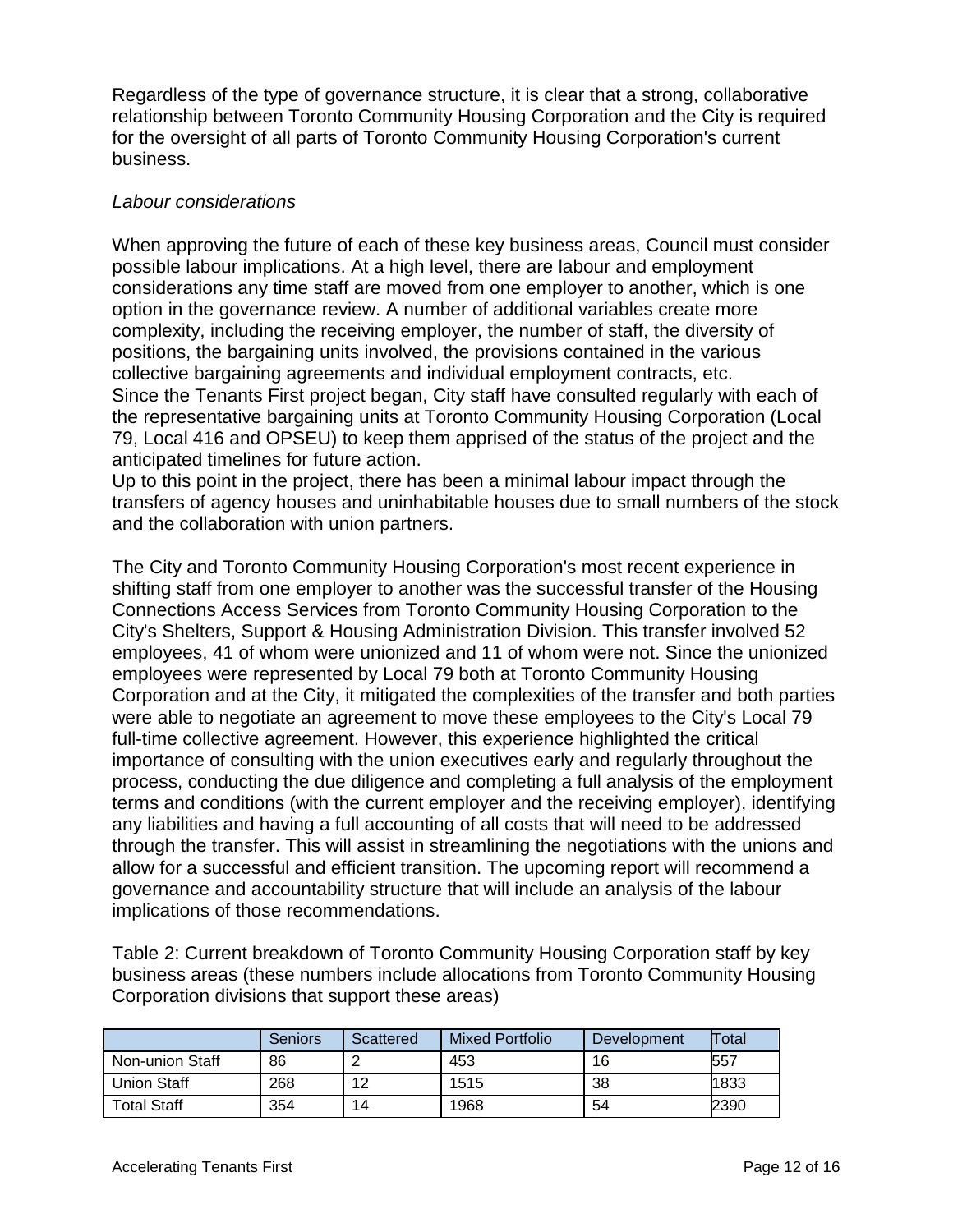Regardless of the type of governance structure, it is clear that a strong, collaborative relationship between Toronto Community Housing Corporation and the City is required for the oversight of all parts of Toronto Community Housing Corporation's current business.

*Labour considerations*

When approving the future of each of these key business areas, Council must consider possible labour implications. At a high level, there are labour and employment considerations any time staff are moved from one employer to another, which is one option in the governance review. A number of additional variables create more complexity, including the receiving employer, the number of staff, the diversity of positions, the bargaining units involved, the provisions contained in the various collective bargaining agreements and individual employment contracts, etc.
Since the Tenants First project began, City staff have consulted regularly with each of the representative bargaining units at Toronto Community Housing Corporation (Local 79, Local 416 and OPSEU) to keep them apprised of the status of the project and the anticipated timelines for future action.
Up to this point in the project, there has been a minimal labour impact through the transfers of agency houses and uninhabitable houses due to small numbers of the stock and the collaboration with union partners.

The City and Toronto Community Housing Corporation's most recent experience in shifting staff from one employer to another was the successful transfer of the Housing Connections Access Services from Toronto Community Housing Corporation to the City's Shelters, Support & Housing Administration Division. This transfer involved 52 employees, 41 of whom were unionized and 11 of whom were not. Since the unionized employees were represented by Local 79 both at Toronto Community Housing Corporation and at the City, it mitigated the complexities of the transfer and both parties were able to negotiate an agreement to move these employees to the City's Local 79 full-time collective agreement. However, this experience highlighted the critical importance of consulting with the union executives early and regularly throughout the process, conducting the due diligence and completing a full analysis of the employment terms and conditions (with the current employer and the receiving employer), identifying any liabilities and having a full accounting of all costs that will need to be addressed through the transfer. This will assist in streamlining the negotiations with the unions and allow for a successful and efficient transition. The upcoming report will recommend a governance and accountability structure that will include an analysis of the labour implications of those recommendations.

Table 2: Current breakdown of Toronto Community Housing Corporation staff by key business areas (these numbers include allocations from Toronto Community Housing Corporation divisions that support these areas)

| | Seniors | Scattered | Mixed Portfolio | Development | Total |
|---|---|---|---|---|---|
| Non-union Staff | 86 | 2 | 453 | 16 | 557 |
| Union Staff | 268 | 12 | 1515 | 38 | 1833 |
| Total Staff | 354 | 14 | 1968 | 54 | 2390 |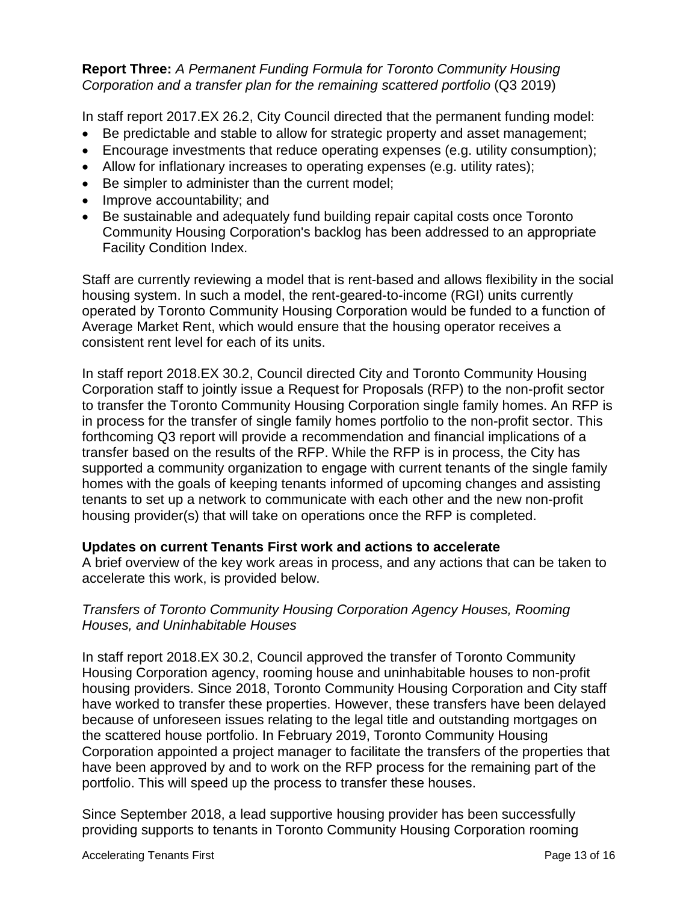**Report Three:** *A Permanent Funding Formula for Toronto Community Housing Corporation and a transfer plan for the remaining scattered portfolio* (Q3 2019)

In staff report 2017.EX 26.2, City Council directed that the permanent funding model:

- Be predictable and stable to allow for strategic property and asset management;
- Encourage investments that reduce operating expenses (e.g. utility consumption);
- Allow for inflationary increases to operating expenses (e.g. utility rates);
- Be simpler to administer than the current model;
- Improve accountability; and
- Be sustainable and adequately fund building repair capital costs once Toronto Community Housing Corporation's backlog has been addressed to an appropriate Facility Condition Index.

Staff are currently reviewing a model that is rent-based and allows flexibility in the social housing system. In such a model, the rent-geared-to-income (RGI) units currently operated by Toronto Community Housing Corporation would be funded to a function of Average Market Rent, which would ensure that the housing operator receives a consistent rent level for each of its units.

In staff report 2018.EX 30.2, Council directed City and Toronto Community Housing Corporation staff to jointly issue a Request for Proposals (RFP) to the non-profit sector to transfer the Toronto Community Housing Corporation single family homes. An RFP is in process for the transfer of single family homes portfolio to the non-profit sector. This forthcoming Q3 report will provide a recommendation and financial implications of a transfer based on the results of the RFP. While the RFP is in process, the City has supported a community organization to engage with current tenants of the single family homes with the goals of keeping tenants informed of upcoming changes and assisting tenants to set up a network to communicate with each other and the new non-profit housing provider(s) that will take on operations once the RFP is completed.

**Updates on current Tenants First work and actions to accelerate**

A brief overview of the key work areas in process, and any actions that can be taken to accelerate this work, is provided below.

*Transfers of Toronto Community Housing Corporation Agency Houses, Rooming Houses, and Uninhabitable Houses*

In staff report 2018.EX 30.2, Council approved the transfer of Toronto Community Housing Corporation agency, rooming house and uninhabitable houses to non-profit housing providers. Since 2018, Toronto Community Housing Corporation and City staff have worked to transfer these properties. However, these transfers have been delayed because of unforeseen issues relating to the legal title and outstanding mortgages on the scattered house portfolio. In February 2019, Toronto Community Housing Corporation appointed a project manager to facilitate the transfers of the properties that have been approved by and to work on the RFP process for the remaining part of the portfolio. This will speed up the process to transfer these houses.

Since September 2018, a lead supportive housing provider has been successfully providing supports to tenants in Toronto Community Housing Corporation rooming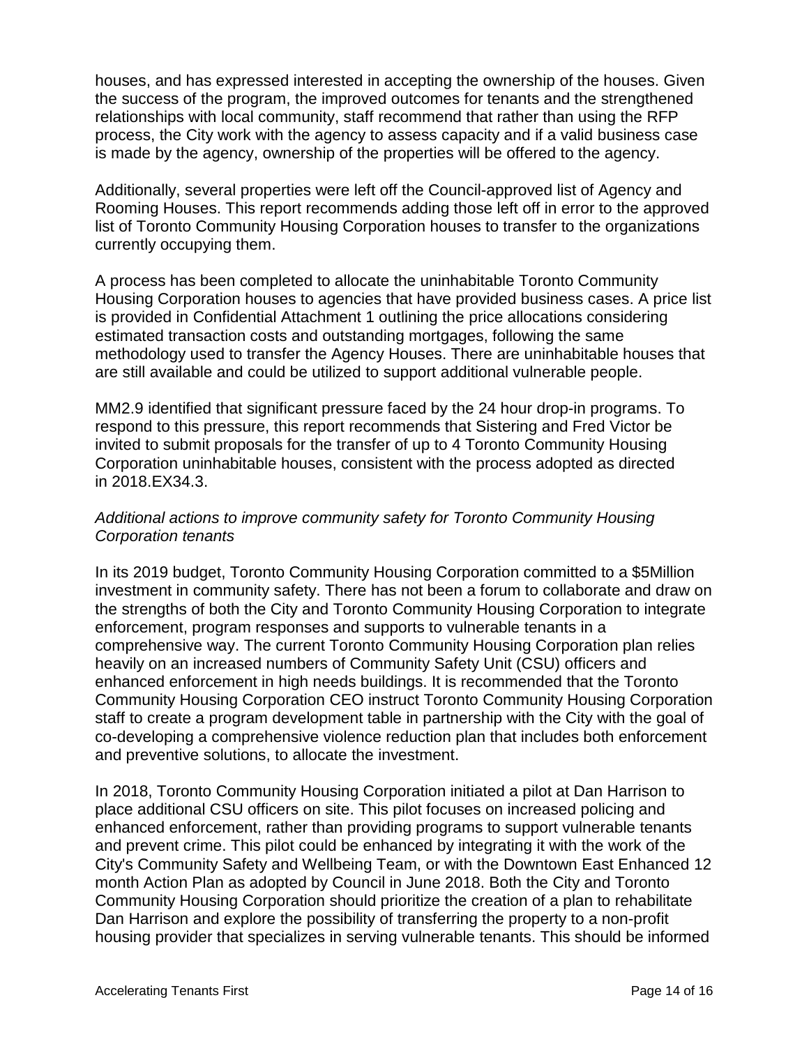houses, and has expressed interested in accepting the ownership of the houses. Given the success of the program, the improved outcomes for tenants and the strengthened relationships with local community, staff recommend that rather than using the RFP process, the City work with the agency to assess capacity and if a valid business case is made by the agency, ownership of the properties will be offered to the agency.

Additionally, several properties were left off the Council-approved list of Agency and Rooming Houses. This report recommends adding those left off in error to the approved list of Toronto Community Housing Corporation houses to transfer to the organizations currently occupying them.

A process has been completed to allocate the uninhabitable Toronto Community Housing Corporation houses to agencies that have provided business cases. A price list is provided in Confidential Attachment 1 outlining the price allocations considering estimated transaction costs and outstanding mortgages, following the same methodology used to transfer the Agency Houses. There are uninhabitable houses that are still available and could be utilized to support additional vulnerable people.

MM2.9 identified that significant pressure faced by the 24 hour drop-in programs. To respond to this pressure, this report recommends that Sistering and Fred Victor be invited to submit proposals for the transfer of up to 4 Toronto Community Housing Corporation uninhabitable houses, consistent with the process adopted as directed in 2018.EX34.3.

*Additional actions to improve community safety for Toronto Community Housing Corporation tenants*

In its 2019 budget, Toronto Community Housing Corporation committed to a $5Million investment in community safety. There has not been a forum to collaborate and draw on the strengths of both the City and Toronto Community Housing Corporation to integrate enforcement, program responses and supports to vulnerable tenants in a comprehensive way. The current Toronto Community Housing Corporation plan relies heavily on an increased numbers of Community Safety Unit (CSU) officers and enhanced enforcement in high needs buildings. It is recommended that the Toronto Community Housing Corporation CEO instruct Toronto Community Housing Corporation staff to create a program development table in partnership with the City with the goal of co-developing a comprehensive violence reduction plan that includes both enforcement and preventive solutions, to allocate the investment.

In 2018, Toronto Community Housing Corporation initiated a pilot at Dan Harrison to place additional CSU officers on site. This pilot focuses on increased policing and enhanced enforcement, rather than providing programs to support vulnerable tenants and prevent crime. This pilot could be enhanced by integrating it with the work of the City's Community Safety and Wellbeing Team, or with the Downtown East Enhanced 12 month Action Plan as adopted by Council in June 2018. Both the City and Toronto Community Housing Corporation should prioritize the creation of a plan to rehabilitate Dan Harrison and explore the possibility of transferring the property to a non-profit housing provider that specializes in serving vulnerable tenants. This should be informed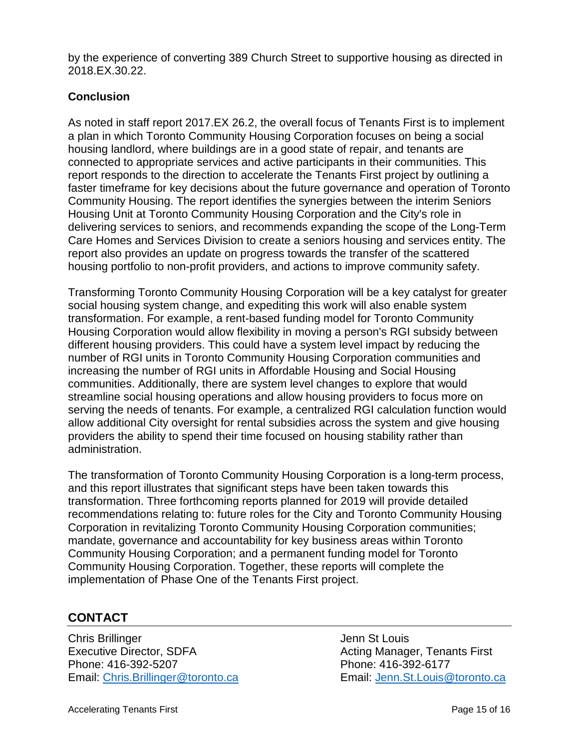by the experience of converting 389 Church Street to supportive housing as directed in 2018.EX.30.22.

**Conclusion**

As noted in staff report 2017.EX 26.2, the overall focus of Tenants First is to implement a plan in which Toronto Community Housing Corporation focuses on being a social housing landlord, where buildings are in a good state of repair, and tenants are connected to appropriate services and active participants in their communities. This report responds to the direction to accelerate the Tenants First project by outlining a faster timeframe for key decisions about the future governance and operation of Toronto Community Housing. The report identifies the synergies between the interim Seniors Housing Unit at Toronto Community Housing Corporation and the City's role in delivering services to seniors, and recommends expanding the scope of the Long-Term Care Homes and Services Division to create a seniors housing and services entity. The report also provides an update on progress towards the transfer of the scattered housing portfolio to non-profit providers, and actions to improve community safety.

Transforming Toronto Community Housing Corporation will be a key catalyst for greater social housing system change, and expediting this work will also enable system transformation. For example, a rent-based funding model for Toronto Community Housing Corporation would allow flexibility in moving a person's RGI subsidy between different housing providers. This could have a system level impact by reducing the number of RGI units in Toronto Community Housing Corporation communities and increasing the number of RGI units in Affordable Housing and Social Housing communities. Additionally, there are system level changes to explore that would streamline social housing operations and allow housing providers to focus more on serving the needs of tenants. For example, a centralized RGI calculation function would allow additional City oversight for rental subsidies across the system and give housing providers the ability to spend their time focused on housing stability rather than administration.

The transformation of Toronto Community Housing Corporation is a long-term process, and this report illustrates that significant steps have been taken towards this transformation. Three forthcoming reports planned for 2019 will provide detailed recommendations relating to: future roles for the City and Toronto Community Housing Corporation in revitalizing Toronto Community Housing Corporation communities; mandate, governance and accountability for key business areas within Toronto Community Housing Corporation; and a permanent funding model for Toronto Community Housing Corporation. Together, these reports will complete the implementation of Phase One of the Tenants First project.

## CONTACT

Chris Brillinger
Executive Director, SDFA
Phone: 416-392-5207
Email: Chris.Brillinger@toronto.ca

Jenn St Louis
Acting Manager, Tenants First
Phone: 416-392-6177
Email: Jenn.St.Louis@toronto.ca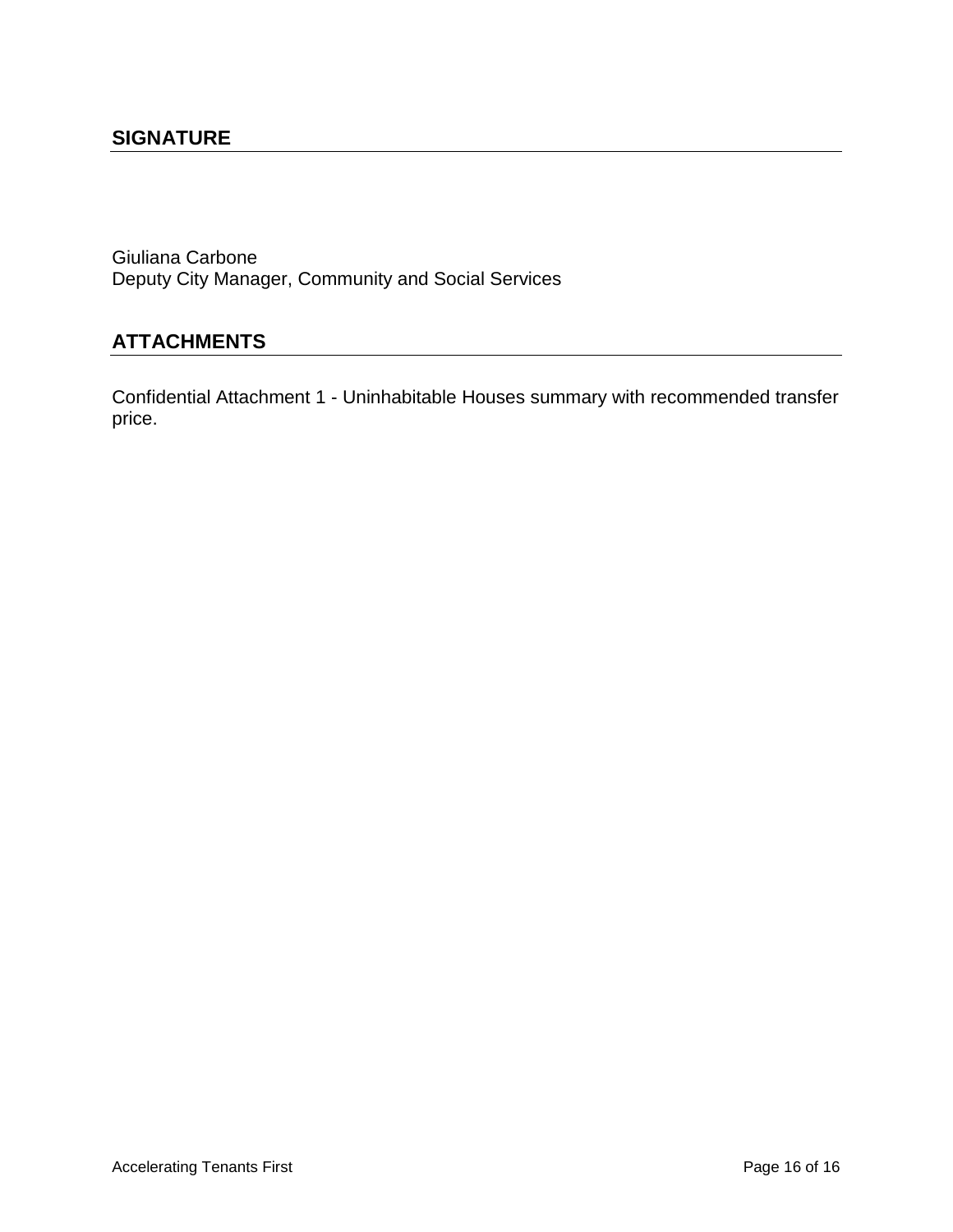## SIGNATURE

Giuliana Carbone
Deputy City Manager, Community and Social Services

## ATTACHMENTS

Confidential Attachment 1 - Uninhabitable Houses summary with recommended transfer price.